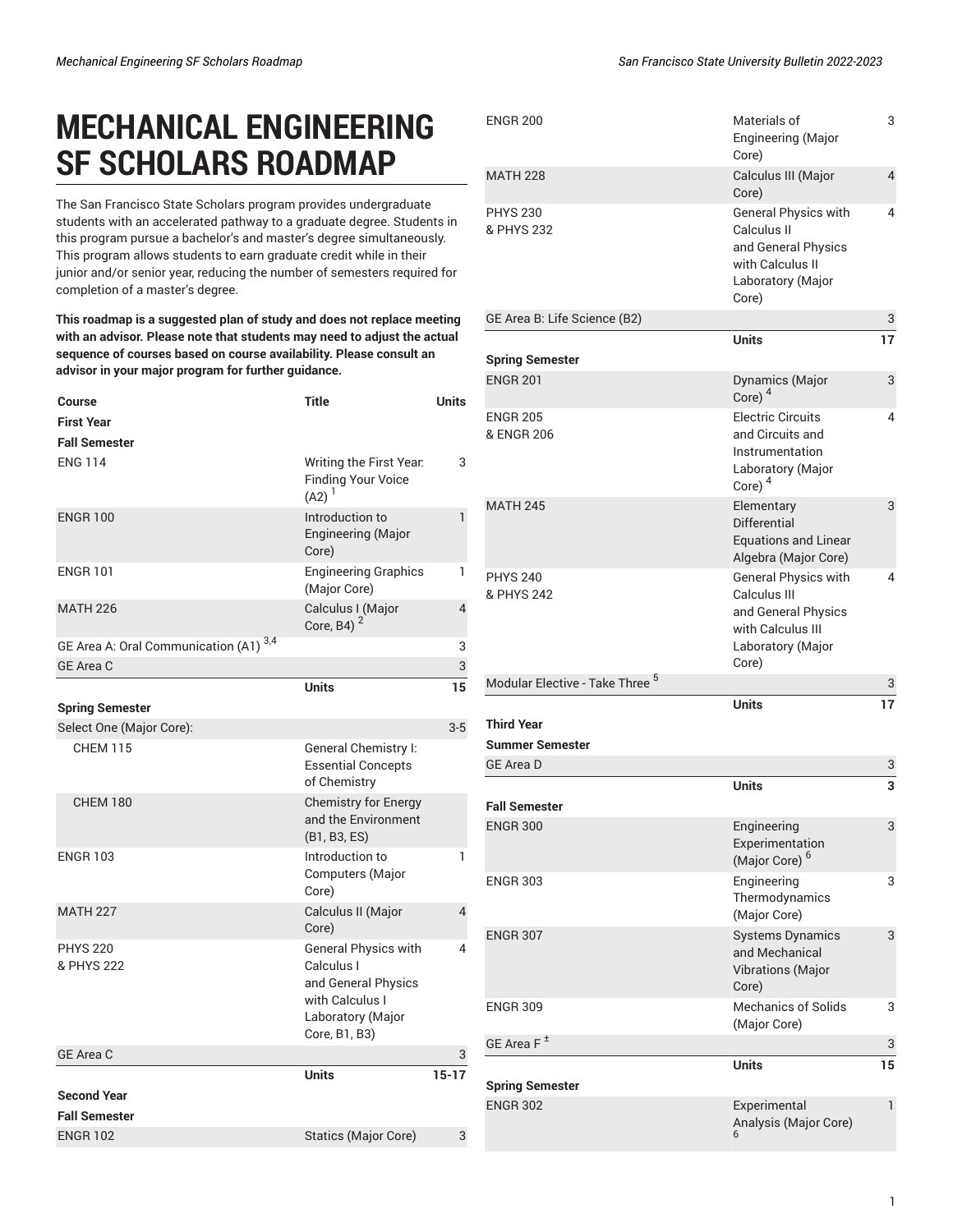# MECHANICAL ENGINEERING SF SCHOLARS ROADMAP

The San Francisco State Scholars program provides undergraduate students with an accelerated pathway to a graduate degree. Students in this program pursue a bachelor's and master's degree simultaneously. This program allows students to earn graduate credit while in their junior and/or senior year, reducing the number of semesters required for completion of a master's degree.

**This roadmap is a suggested plan of study and does not replace meeting with an advisor. Please note that students may need to adjust the actual sequence of courses based on course availability. Please consult an advisor in your major program for further guidance.**

| Course | Title | Units |
|---|---|---|
| **First Year** | | |
| **Fall Semester** | | |
| ENG 114 | Writing the First Year: Finding Your Voice (A2) [1] | 3 |
| ENGR 100 | Introduction to Engineering (Major Core) | 1 |
| ENGR 101 | Engineering Graphics (Major Core) | 1 |
| MATH 226 | Calculus I (Major Core, B4) [2] | 4 |
| GE Area A: Oral Communication (A1) [3,4] | | 3 |
| GE Area C | | 3 |
| | **Units** | **15** |
| **Spring Semester** | | |
| Select One (Major Core): | | 3-5 |
| CHEM 115 | General Chemistry I: Essential Concepts of Chemistry | |
| CHEM 180 | Chemistry for Energy and the Environment (B1, B3, ES) | |
| ENGR 103 | Introduction to Computers (Major Core) | 1 |
| MATH 227 | Calculus II (Major Core) | 4 |
| PHYS 220 & PHYS 222 | General Physics with Calculus I and General Physics with Calculus I Laboratory (Major Core, B1, B3) | 4 |
| GE Area C | | 3 |
| | **Units** | **15-17** |
| **Second Year** | | |
| **Fall Semester** | | |
| ENGR 102 | Statics (Major Core) | 3 |
| ENGR 200 | Materials of Engineering (Major Core) | 3 |
| MATH 228 | Calculus III (Major Core) | 4 |
| PHYS 230 & PHYS 232 | General Physics with Calculus II and General Physics with Calculus II Laboratory (Major Core) | 4 |
| GE Area B: Life Science (B2) | | 3 |
| | **Units** | **17** |
| **Spring Semester** | | |
| ENGR 201 | Dynamics (Major Core) [4] | 3 |
| ENGR 205 & ENGR 206 | Electric Circuits and Circuits and Instrumentation Laboratory (Major Core) [4] | 4 |
| MATH 245 | Elementary Differential Equations and Linear Algebra (Major Core) | 3 |
| PHYS 240 & PHYS 242 | General Physics with Calculus III and General Physics with Calculus III Laboratory (Major Core) | 4 |
| Modular Elective - Take Three [5] | | 3 |
| | **Units** | **17** |
| **Third Year** | | |
| **Summer Semester** | | |
| GE Area D | | 3 |
| | **Units** | **3** |
| **Fall Semester** | | |
| ENGR 300 | Engineering Experimentation (Major Core) [6] | 3 |
| ENGR 303 | Engineering Thermodynamics (Major Core) | 3 |
| ENGR 307 | Systems Dynamics and Mechanical Vibrations (Major Core) | 3 |
| ENGR 309 | Mechanics of Solids (Major Core) | 3 |
| GE Area F [±] | | 3 |
| | **Units** | **15** |
| **Spring Semester** | | |
| ENGR 302 | Experimental Analysis (Major Core) [6] | 1 |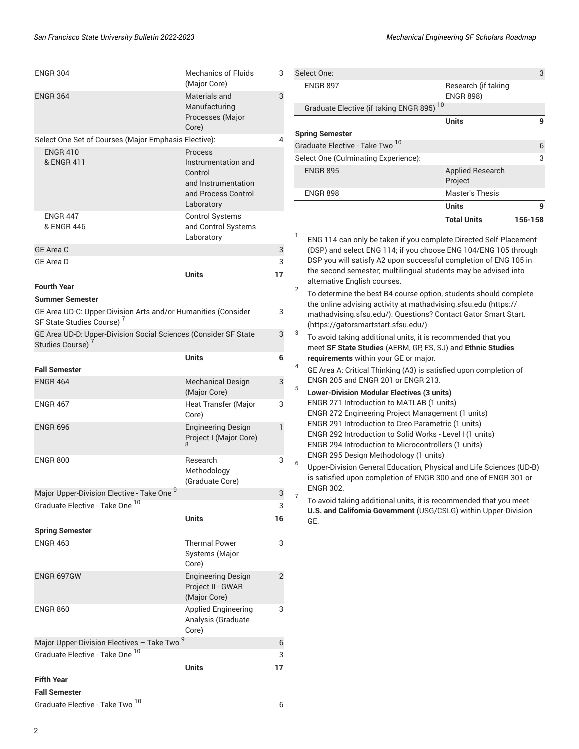| Course | Title | Units |
|---|---|---|
| ENGR 304 | Mechanics of Fluids (Major Core) | 3 |
| ENGR 364 | Materials and Manufacturing Processes (Major Core) | 3 |
| Select One Set of Courses (Major Emphasis Elective): | | 4 |
| ENGR 410 & ENGR 411 | Process Instrumentation and Control and Instrumentation and Process Control Laboratory | |
| ENGR 447 & ENGR 446 | Control Systems and Control Systems Laboratory | |
| GE Area C | | 3 |
| GE Area D | | 3 |
| | **Units** | **17** |
| **Fourth Year** | | |
| **Summer Semester** | | |
| GE Area UD-C: Upper-Division Arts and/or Humanities (Consider SF State Studies Course) [7] | | 3 |
| GE Area UD-D: Upper-Division Social Sciences (Consider SF State Studies Course) [7] | | 3 |
| | **Units** | **6** |
| **Fall Semester** | | |
| ENGR 464 | Mechanical Design (Major Core) | 3 |
| ENGR 467 | Heat Transfer (Major Core) | 3 |
| ENGR 696 | Engineering Design Project I (Major Core) [8] | 1 |
| ENGR 800 | Research Methodology (Graduate Core) | 3 |
| Major Upper-Division Elective - Take One [9] | | 3 |
| Graduate Elective - Take One [10] | | 3 |
| | **Units** | **16** |
| **Spring Semester** | | |
| ENGR 463 | Thermal Power Systems (Major Core) | 3 |
| ENGR 697GW | Engineering Design Project II - GWAR (Major Core) | 2 |
| ENGR 860 | Applied Engineering Analysis (Graduate Core) | 3 |
| Major Upper-Division Electives – Take Two [9] | | 6 |
| Graduate Elective - Take One [10] | | 3 |
| | **Units** | **17** |
| **Fifth Year** | | |
| **Fall Semester** | | |
| Graduate Elective - Take Two [10] | | 6 |
| Select One: | | 3 |
| ENGR 897 | Research (if taking ENGR 898) | |
| Graduate Elective (if taking ENGR 895) [10] | | |
| | **Units** | **9** |
| **Spring Semester** | | |
| Graduate Elective - Take Two [10] | | 6 |
| Select One (Culminating Experience): | | 3 |
| ENGR 895 | Applied Research Project | |
| ENGR 898 | Master's Thesis | |
| | **Units** | **9** |
| | **Total Units** | **156-158** |

1. ENG 114 can only be taken if you complete Directed Self-Placement (DSP) and select ENG 114; if you choose ENG 104/ENG 105 through DSP you will satisfy A2 upon successful completion of ENG 105 in the second semester; multilingual students may be advised into alternative English courses.
2. To determine the best B4 course option, students should complete the online advising activity at mathadvising.sfsu.edu (https://mathadvising.sfsu.edu/). Questions? Contact Gator Smart Start. (https://gatorsmartstart.sfsu.edu/)
3. To avoid taking additional units, it is recommended that you meet **SF State Studies** (AERM, GP, ES, SJ) and **Ethnic Studies requirements** within your GE or major.
4. GE Area A: Critical Thinking (A3) is satisfied upon completion of ENGR 205 and ENGR 201 or ENGR 213.
5. **Lower-Division Modular Electives (3 units)**
   ENGR 271 Introduction to MATLAB (1 units)
   ENGR 272 Engineering Project Management (1 units)
   ENGR 291 Introduction to Creo Parametric (1 units)
   ENGR 292 Introduction to Solid Works - Level I (1 units)
   ENGR 294 Introduction to Microcontrollers (1 units)
   ENGR 295 Design Methodology (1 units)
6. Upper-Division General Education, Physical and Life Sciences (UD-B) is satisfied upon completion of ENGR 300 and one of ENGR 301 or ENGR 302.
7. To avoid taking additional units, it is recommended that you meet **U.S. and California Government** (USG/CSLG) within Upper-Division GE.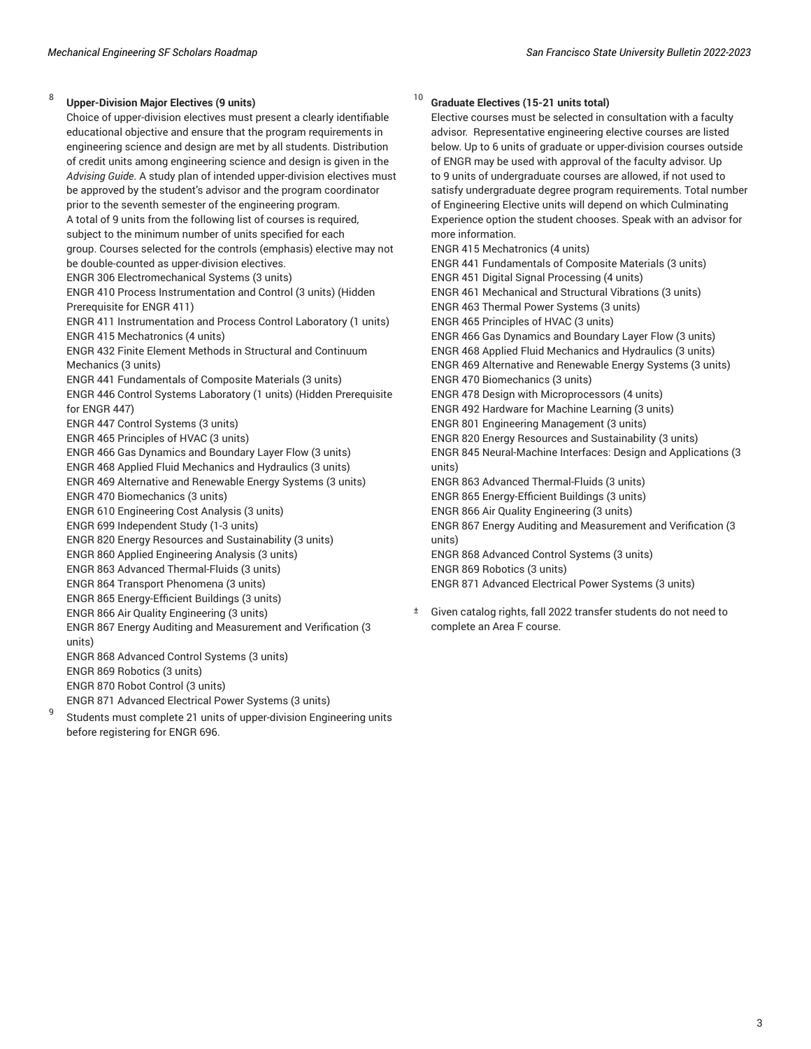8 **Upper-Division Major Electives (9 units)**

Choice of upper-division electives must present a clearly identifiable educational objective and ensure that the program requirements in engineering science and design are met by all students. Distribution of credit units among engineering science and design is given in the *Advising Guide*. A study plan of intended upper-division electives must be approved by the student's advisor and the program coordinator prior to the seventh semester of the engineering program.

A total of 9 units from the following list of courses is required, subject to the minimum number of units specified for each group. Courses selected for the controls (emphasis) elective may not be double-counted as upper-division electives.

ENGR 306 Electromechanical Systems (3 units)
ENGR 410 Process Instrumentation and Control (3 units) (Hidden Prerequisite for ENGR 411)
ENGR 411 Instrumentation and Process Control Laboratory (1 units)
ENGR 415 Mechatronics (4 units)
ENGR 432 Finite Element Methods in Structural and Continuum Mechanics (3 units)
ENGR 441 Fundamentals of Composite Materials (3 units)
ENGR 446 Control Systems Laboratory (1 units) (Hidden Prerequisite for ENGR 447)
ENGR 447 Control Systems (3 units)
ENGR 465 Principles of HVAC (3 units)
ENGR 466 Gas Dynamics and Boundary Layer Flow (3 units)
ENGR 468 Applied Fluid Mechanics and Hydraulics (3 units)
ENGR 469 Alternative and Renewable Energy Systems (3 units)
ENGR 470 Biomechanics (3 units)
ENGR 610 Engineering Cost Analysis (3 units)
ENGR 699 Independent Study (1-3 units)
ENGR 820 Energy Resources and Sustainability (3 units)
ENGR 860 Applied Engineering Analysis (3 units)
ENGR 863 Advanced Thermal-Fluids (3 units)
ENGR 864 Transport Phenomena (3 units)
ENGR 865 Energy-Efficient Buildings (3 units)
ENGR 866 Air Quality Engineering (3 units)
ENGR 867 Energy Auditing and Measurement and Verification (3 units)
ENGR 868 Advanced Control Systems (3 units)
ENGR 869 Robotics (3 units)
ENGR 870 Robot Control (3 units)
ENGR 871 Advanced Electrical Power Systems (3 units)

9 Students must complete 21 units of upper-division Engineering units before registering for ENGR 696.

10 **Graduate Electives (15-21 units total)**

Elective courses must be selected in consultation with a faculty advisor. Representative engineering elective courses are listed below. Up to 6 units of graduate or upper-division courses outside of ENGR may be used with approval of the faculty advisor. Up to 9 units of undergraduate courses are allowed, if not used to satisfy undergraduate degree program requirements. Total number of Engineering Elective units will depend on which Culminating Experience option the student chooses. Speak with an advisor for more information.

ENGR 415 Mechatronics (4 units)
ENGR 441 Fundamentals of Composite Materials (3 units)
ENGR 451 Digital Signal Processing (4 units)
ENGR 461 Mechanical and Structural Vibrations (3 units)
ENGR 463 Thermal Power Systems (3 units)
ENGR 465 Principles of HVAC (3 units)
ENGR 466 Gas Dynamics and Boundary Layer Flow (3 units)
ENGR 468 Applied Fluid Mechanics and Hydraulics (3 units)
ENGR 469 Alternative and Renewable Energy Systems (3 units)
ENGR 470 Biomechanics (3 units)
ENGR 478 Design with Microprocessors (4 units)
ENGR 492 Hardware for Machine Learning (3 units)
ENGR 801 Engineering Management (3 units)
ENGR 820 Energy Resources and Sustainability (3 units)
ENGR 845 Neural-Machine Interfaces: Design and Applications (3 units)
ENGR 863 Advanced Thermal-Fluids (3 units)
ENGR 865 Energy-Efficient Buildings (3 units)
ENGR 866 Air Quality Engineering (3 units)
ENGR 867 Energy Auditing and Measurement and Verification (3 units)
ENGR 868 Advanced Control Systems (3 units)
ENGR 869 Robotics (3 units)
ENGR 871 Advanced Electrical Power Systems (3 units)

± Given catalog rights, fall 2022 transfer students do not need to complete an Area F course.